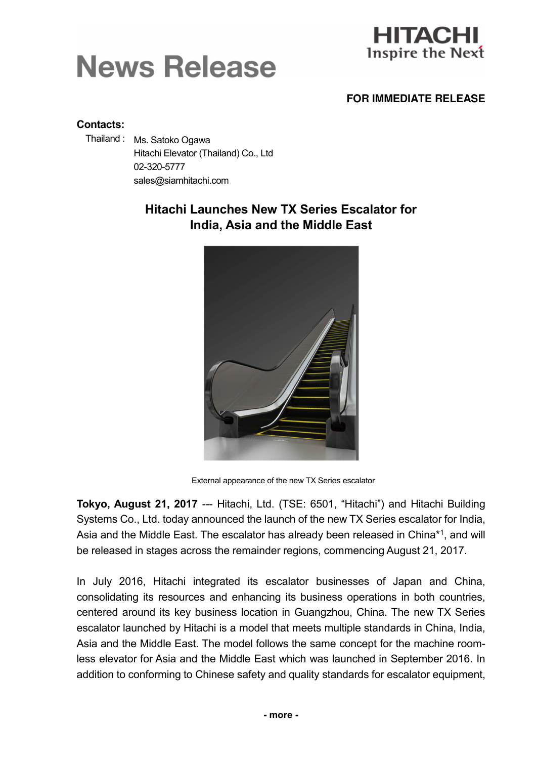# News Release

HITACHI
Inspire the Next

**FOR IMMEDIATE RELEASE**

**Contacts:**

Thailand : Ms. Satoko Ogawa
Hitachi Elevator (Thailand) Co., Ltd
02-320-5777
sales@siamhitachi.com

## Hitachi Launches New TX Series Escalator for India, Asia and the Middle East

External appearance of the new TX Series escalator

**Tokyo, August 21, 2017** --- Hitachi, Ltd. (TSE: 6501, "Hitachi") and Hitachi Building Systems Co., Ltd. today announced the launch of the new TX Series escalator for India, Asia and the Middle East. The escalator has already been released in China*[1], and will be released in stages across the remainder regions, commencing August 21, 2017.

In July 2016, Hitachi integrated its escalator businesses of Japan and China, consolidating its resources and enhancing its business operations in both countries, centered around its key business location in Guangzhou, China. The new TX Series escalator launched by Hitachi is a model that meets multiple standards in China, India, Asia and the Middle East. The model follows the same concept for the machine room-less elevator for Asia and the Middle East which was launched in September 2016. In addition to conforming to Chinese safety and quality standards for escalator equipment,

**- more -**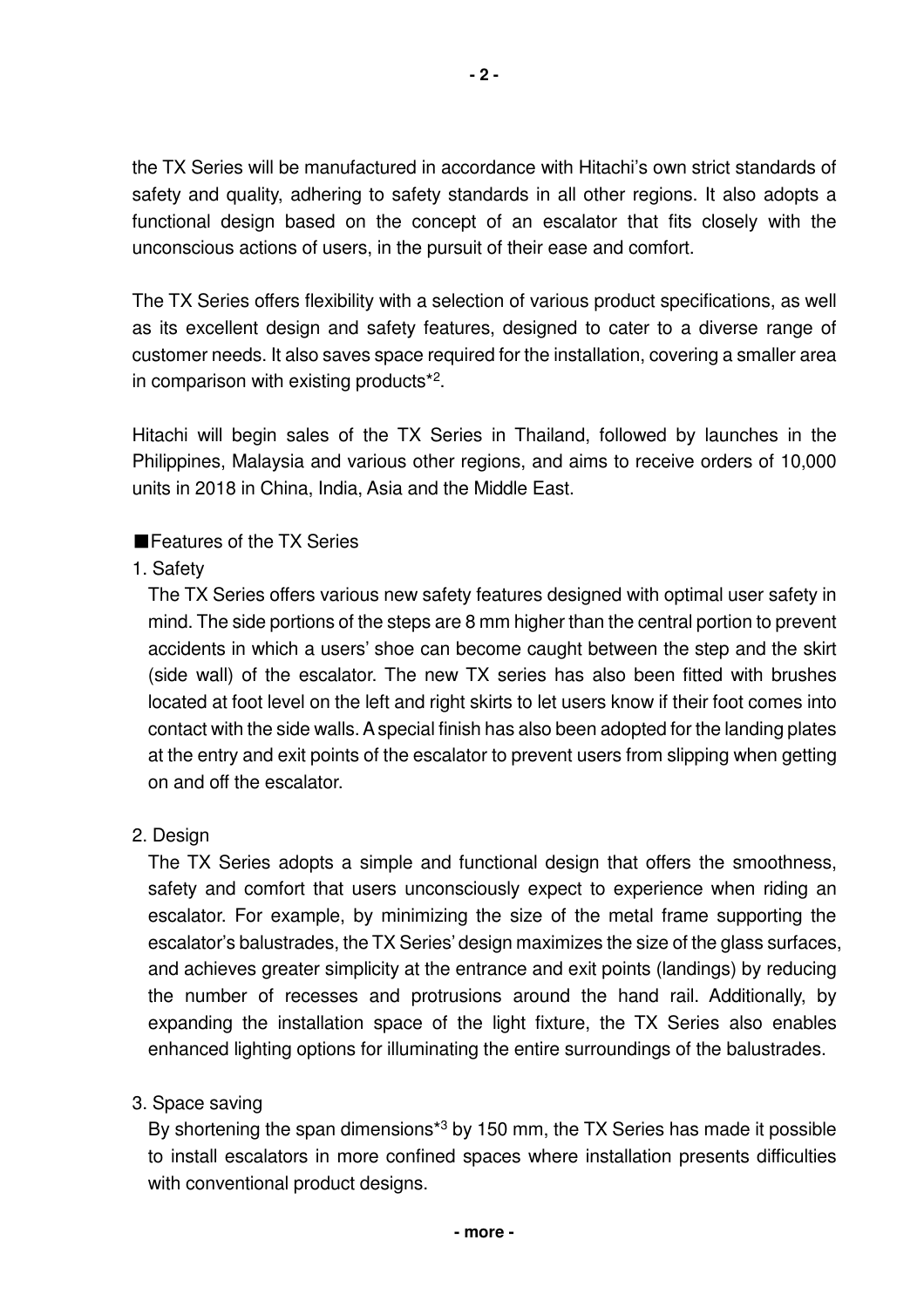the TX Series will be manufactured in accordance with Hitachi's own strict standards of safety and quality, adhering to safety standards in all other regions. It also adopts a functional design based on the concept of an escalator that fits closely with the unconscious actions of users, in the pursuit of their ease and comfort.

The TX Series offers flexibility with a selection of various product specifications, as well as its excellent design and safety features, designed to cater to a diverse range of customer needs. It also saves space required for the installation, covering a smaller area in comparison with existing products*[2].

Hitachi will begin sales of the TX Series in Thailand, followed by launches in the Philippines, Malaysia and various other regions, and aims to receive orders of 10,000 units in 2018 in China, India, Asia and the Middle East.

■Features of the TX Series

1. Safety

   The TX Series offers various new safety features designed with optimal user safety in mind. The side portions of the steps are 8 mm higher than the central portion to prevent accidents in which a users' shoe can become caught between the step and the skirt (side wall) of the escalator. The new TX series has also been fitted with brushes located at foot level on the left and right skirts to let users know if their foot comes into contact with the side walls. A special finish has also been adopted for the landing plates at the entry and exit points of the escalator to prevent users from slipping when getting on and off the escalator.

2. Design

   The TX Series adopts a simple and functional design that offers the smoothness, safety and comfort that users unconsciously expect to experience when riding an escalator. For example, by minimizing the size of the metal frame supporting the escalator's balustrades, the TX Series' design maximizes the size of the glass surfaces, and achieves greater simplicity at the entrance and exit points (landings) by reducing the number of recesses and protrusions around the hand rail. Additionally, by expanding the installation space of the light fixture, the TX Series also enables enhanced lighting options for illuminating the entire surroundings of the balustrades.

3. Space saving

   By shortening the span dimensions*[3] by 150 mm, the TX Series has made it possible to install escalators in more confined spaces where installation presents difficulties with conventional product designs.

- more -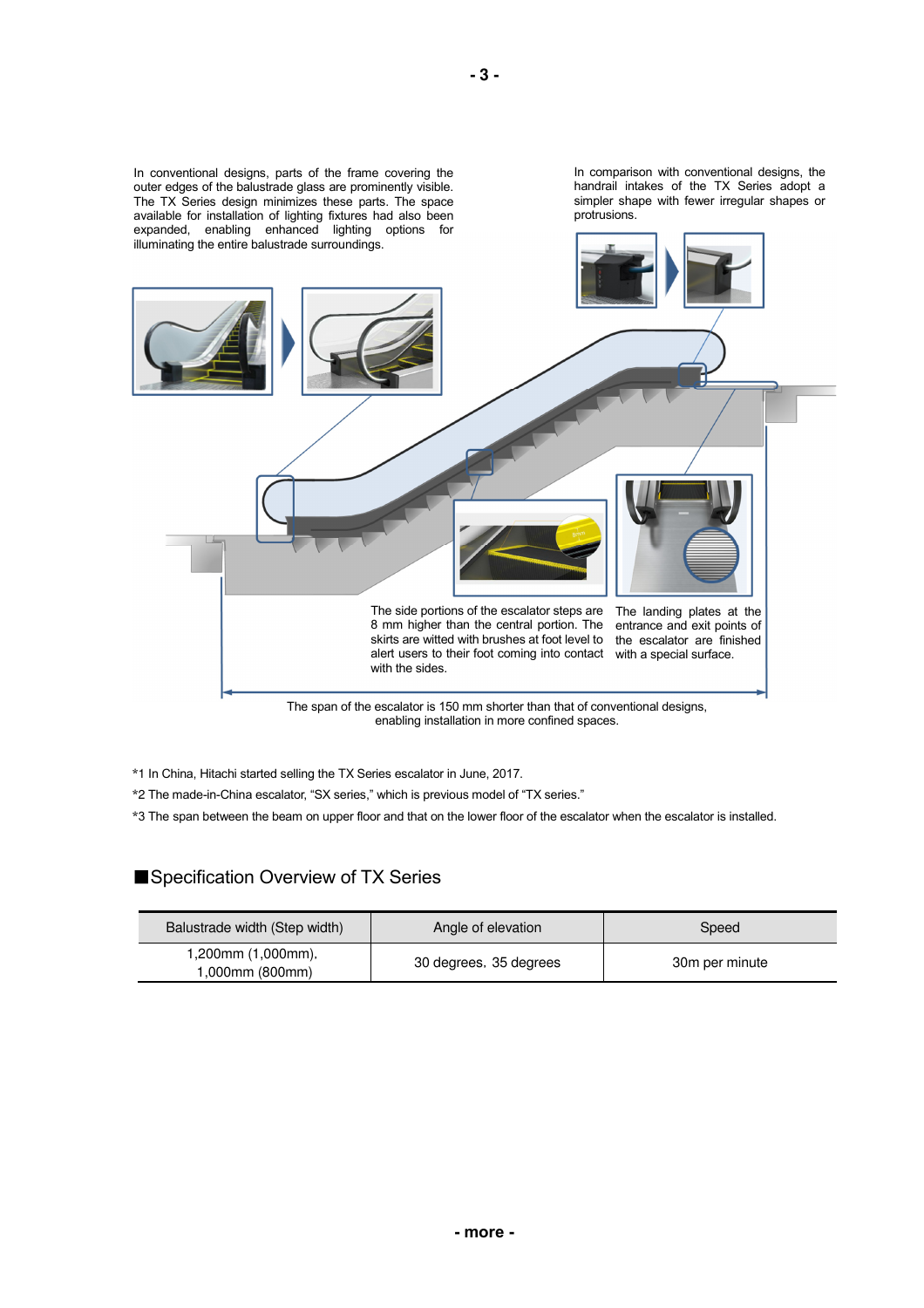In conventional designs, parts of the frame covering the outer edges of the balustrade glass are prominently visible. The TX Series design minimizes these parts. The space available for installation of lighting fixtures had also been expanded, enabling enhanced lighting options for illuminating the entire balustrade surroundings.

In comparison with conventional designs, the handrail intakes of the TX Series adopt a simpler shape with fewer irregular shapes or protrusions.

The side portions of the escalator steps are 8 mm higher than the central portion. The skirts are witted with brushes at foot level to alert users to their foot coming into contact with the sides.

The landing plates at the entrance and exit points of the escalator are finished with a special surface.

The span of the escalator is 150 mm shorter than that of conventional designs, enabling installation in more confined spaces.

*1 In China, Hitachi started selling the TX Series escalator in June, 2017.

*2 The made-in-China escalator, "SX series," which is previous model of "TX series."

*3 The span between the beam on upper floor and that on the lower floor of the escalator when the escalator is installed.

## ■Specification Overview of TX Series

| Balustrade width (Step width) | Angle of elevation | Speed |
|---|---|---|
| 1,200mm (1,000mm), 1,000mm (800mm) | 30 degrees, 35 degrees | 30m per minute |

- more -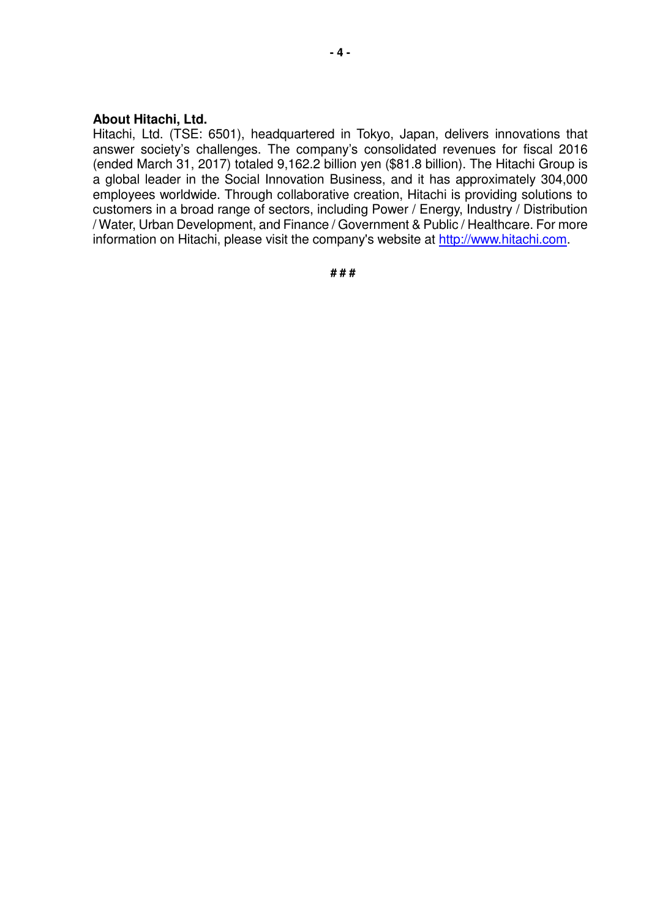**About Hitachi, Ltd.**

Hitachi, Ltd. (TSE: 6501), headquartered in Tokyo, Japan, delivers innovations that answer society's challenges. The company's consolidated revenues for fiscal 2016 (ended March 31, 2017) totaled 9,162.2 billion yen ($81.8 billion). The Hitachi Group is a global leader in the Social Innovation Business, and it has approximately 304,000 employees worldwide. Through collaborative creation, Hitachi is providing solutions to customers in a broad range of sectors, including Power / Energy, Industry / Distribution / Water, Urban Development, and Finance / Government & Public / Healthcare. For more information on Hitachi, please visit the company's website at http://www.hitachi.com.

# # #